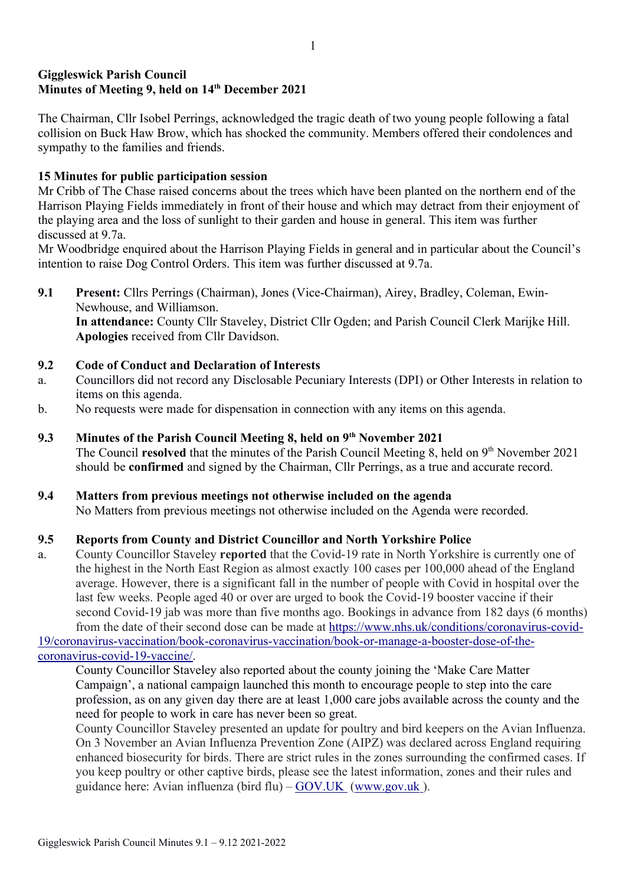**Giggleswick Parish Council**
**Minutes of Meeting 9, held on 14th December 2021**

The Chairman, Cllr Isobel Perrings, acknowledged the tragic death of two young people following a fatal collision on Buck Haw Brow, which has shocked the community. Members offered their condolences and sympathy to the families and friends.

**15 Minutes for public participation session**

Mr Cribb of The Chase raised concerns about the trees which have been planted on the northern end of the Harrison Playing Fields immediately in front of their house and which may detract from their enjoyment of the playing area and the loss of sunlight to their garden and house in general. This item was further discussed at 9.7a.

Mr Woodbridge enquired about the Harrison Playing Fields in general and in particular about the Council's intention to raise Dog Control Orders. This item was further discussed at 9.7a.

**9.1 Present:** Cllrs Perrings (Chairman), Jones (Vice-Chairman), Airey, Bradley, Coleman, Ewin-Newhouse, and Williamson.
**In attendance:** County Cllr Staveley, District Cllr Ogden; and Parish Council Clerk Marijke Hill.
**Apologies** received from Cllr Davidson.

**9.2 Code of Conduct and Declaration of Interests**

a. Councillors did not record any Disclosable Pecuniary Interests (DPI) or Other Interests in relation to items on this agenda.

b. No requests were made for dispensation in connection with any items on this agenda.

**9.3 Minutes of the Parish Council Meeting 8, held on 9th November 2021**

The Council **resolved** that the minutes of the Parish Council Meeting 8, held on 9th November 2021 should be **confirmed** and signed by the Chairman, Cllr Perrings, as a true and accurate record.

**9.4 Matters from previous meetings not otherwise included on the agenda**

No Matters from previous meetings not otherwise included on the Agenda were recorded.

**9.5 Reports from County and District Councillor and North Yorkshire Police**

a. County Councillor Staveley **reported** that the Covid-19 rate in North Yorkshire is currently one of the highest in the North East Region as almost exactly 100 cases per 100,000 ahead of the England average. However, there is a significant fall in the number of people with Covid in hospital over the last few weeks. People aged 40 or over are urged to book the Covid-19 booster vaccine if their second Covid-19 jab was more than five months ago. Bookings in advance from 182 days (6 months) from the date of their second dose can be made at https://www.nhs.uk/conditions/coronavirus-covid-19/coronavirus-vaccination/book-coronavirus-vaccination/book-or-manage-a-booster-dose-of-the-coronavirus-covid-19-vaccine/.

County Councillor Staveley also reported about the county joining the 'Make Care Matter Campaign', a national campaign launched this month to encourage people to step into the care profession, as on any given day there are at least 1,000 care jobs available across the county and the need for people to work in care has never been so great.

County Councillor Staveley presented an update for poultry and bird keepers on the Avian Influenza. On 3 November an Avian Influenza Prevention Zone (AIPZ) was declared across England requiring enhanced biosecurity for birds. There are strict rules in the zones surrounding the confirmed cases. If you keep poultry or other captive birds, please see the latest information, zones and their rules and guidance here: Avian influenza (bird flu) – GOV.UK (www.gov.uk ).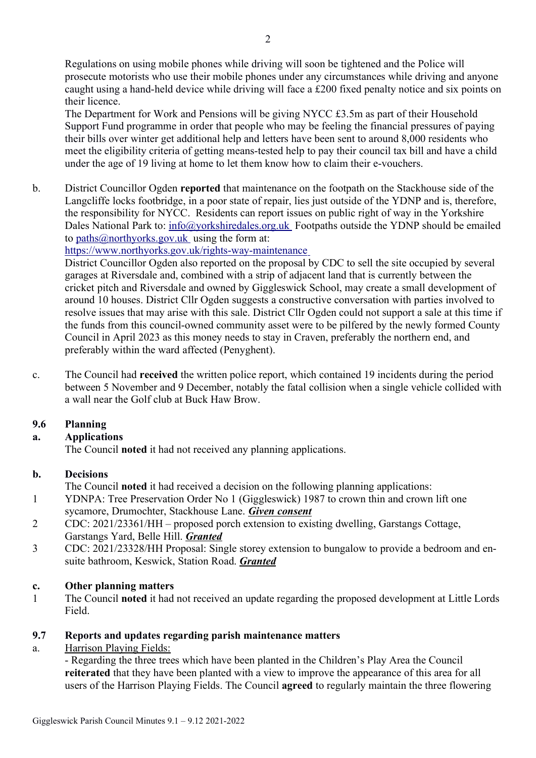Regulations on using mobile phones while driving will soon be tightened and the Police will prosecute motorists who use their mobile phones under any circumstances while driving and anyone caught using a hand-held device while driving will face a £200 fixed penalty notice and six points on their licence.

The Department for Work and Pensions will be giving NYCC £3.5m as part of their Household Support Fund programme in order that people who may be feeling the financial pressures of paying their bills over winter get additional help and letters have been sent to around 8,000 residents who meet the eligibility criteria of getting means-tested help to pay their council tax bill and have a child under the age of 19 living at home to let them know how to claim their e-vouchers.

b. District Councillor Ogden **reported** that maintenance on the footpath on the Stackhouse side of the Langcliffe locks footbridge, in a poor state of repair, lies just outside of the YDNP and is, therefore, the responsibility for NYCC. Residents can report issues on public right of way in the Yorkshire Dales National Park to: info@yorkshiredales.org.uk Footpaths outside the YDNP should be emailed to paths@northyorks.gov.uk using the form at: https://www.northyorks.gov.uk/rights-way-maintenance

District Councillor Ogden also reported on the proposal by CDC to sell the site occupied by several garages at Riversdale and, combined with a strip of adjacent land that is currently between the cricket pitch and Riversdale and owned by Giggleswick School, may create a small development of around 10 houses. District Cllr Ogden suggests a constructive conversation with parties involved to resolve issues that may arise with this sale. District Cllr Ogden could not support a sale at this time if the funds from this council-owned community asset were to be pilfered by the newly formed County Council in April 2023 as this money needs to stay in Craven, preferably the northern end, and preferably within the ward affected (Penyghent).

c. The Council had **received** the written police report, which contained 19 incidents during the period between 5 November and 9 December, notably the fatal collision when a single vehicle collided with a wall near the Golf club at Buck Haw Brow.

### 9.6 Planning

**a. Applications**

The Council **noted** it had not received any planning applications.

**b. Decisions**

The Council **noted** it had received a decision on the following planning applications:

1. YDNPA: Tree Preservation Order No 1 (Giggleswick) 1987 to crown thin and crown lift one sycamore, Drumochter, Stackhouse Lane. ***Given consent***
2. CDC: 2021/23361/HH – proposed porch extension to existing dwelling, Garstangs Cottage, Garstangs Yard, Belle Hill. ***Granted***
3. CDC: 2021/23328/HH Proposal: Single storey extension to bungalow to provide a bedroom and en-suite bathroom, Keswick, Station Road. ***Granted***

**c. Other planning matters**

1. The Council **noted** it had not received an update regarding the proposed development at Little Lords Field.

### 9.7 Reports and updates regarding parish maintenance matters

a. Harrison Playing Fields:

- Regarding the three trees which have been planted in the Children's Play Area the Council **reiterated** that they have been planted with a view to improve the appearance of this area for all users of the Harrison Playing Fields. The Council **agreed** to regularly maintain the three flowering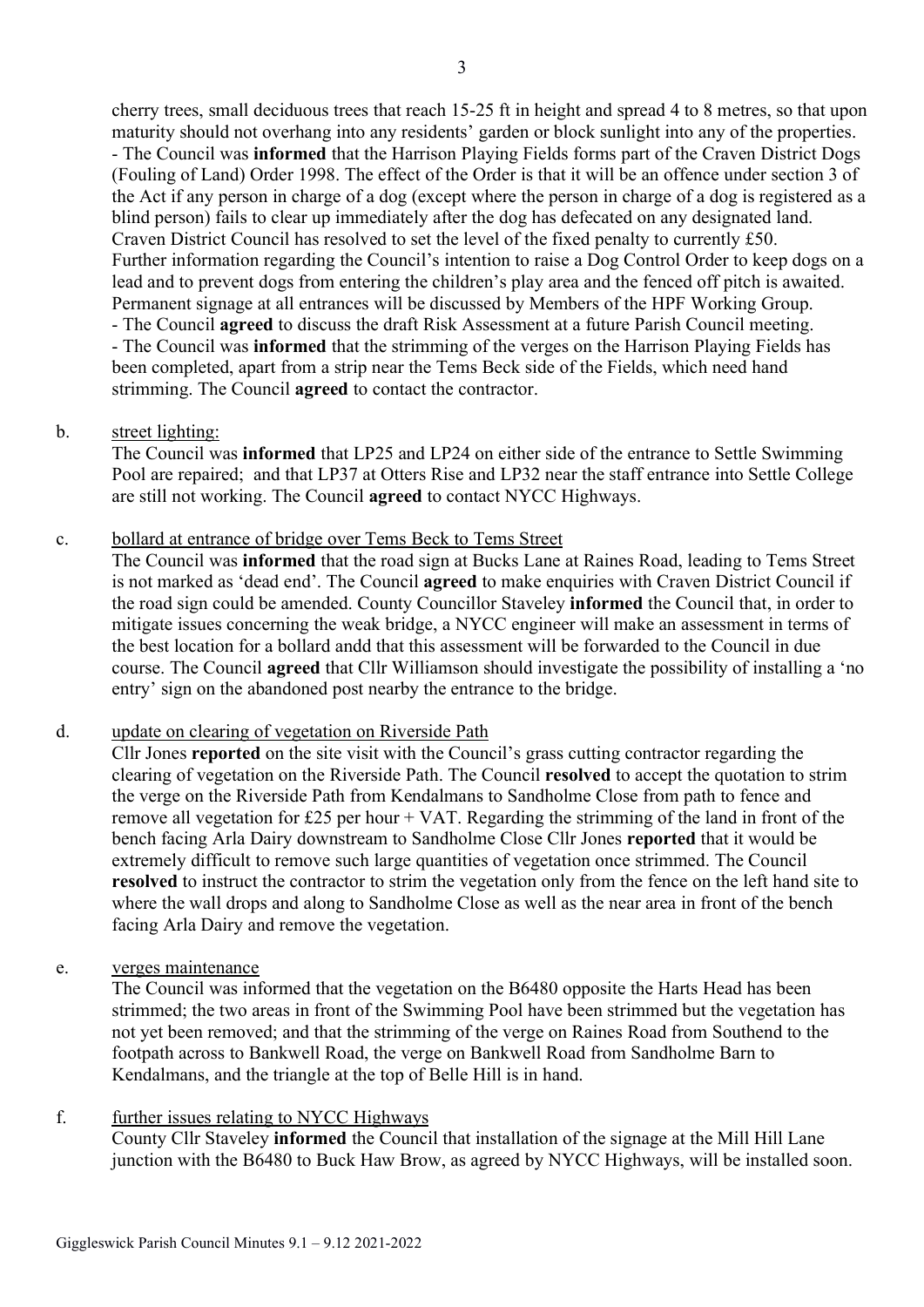cherry trees, small deciduous trees that reach 15-25 ft in height and spread 4 to 8 metres, so that upon maturity should not overhang into any residents' garden or block sunlight into any of the properties.
- The Council was **informed** that the Harrison Playing Fields forms part of the Craven District Dogs (Fouling of Land) Order 1998. The effect of the Order is that it will be an offence under section 3 of the Act if any person in charge of a dog (except where the person in charge of a dog is registered as a blind person) fails to clear up immediately after the dog has defecated on any designated land. Craven District Council has resolved to set the level of the fixed penalty to currently £50. Further information regarding the Council's intention to raise a Dog Control Order to keep dogs on a lead and to prevent dogs from entering the children's play area and the fenced off pitch is awaited. Permanent signage at all entrances will be discussed by Members of the HPF Working Group.
- The Council **agreed** to discuss the draft Risk Assessment at a future Parish Council meeting.
- The Council was **informed** that the strimming of the verges on the Harrison Playing Fields has been completed, apart from a strip near the Tems Beck side of the Fields, which need hand strimming. The Council **agreed** to contact the contractor.

b. street lighting:

The Council was **informed** that LP25 and LP24 on either side of the entrance to Settle Swimming Pool are repaired; and that LP37 at Otters Rise and LP32 near the staff entrance into Settle College are still not working. The Council **agreed** to contact NYCC Highways.

c. bollard at entrance of bridge over Tems Beck to Tems Street

The Council was **informed** that the road sign at Bucks Lane at Raines Road, leading to Tems Street is not marked as 'dead end'. The Council **agreed** to make enquiries with Craven District Council if the road sign could be amended. County Councillor Staveley **informed** the Council that, in order to mitigate issues concerning the weak bridge, a NYCC engineer will make an assessment in terms of the best location for a bollard andd that this assessment will be forwarded to the Council in due course. The Council **agreed** that Cllr Williamson should investigate the possibility of installing a 'no entry' sign on the abandoned post nearby the entrance to the bridge.

d. update on clearing of vegetation on Riverside Path

Cllr Jones **reported** on the site visit with the Council's grass cutting contractor regarding the clearing of vegetation on the Riverside Path. The Council **resolved** to accept the quotation to strim the verge on the Riverside Path from Kendalmans to Sandholme Close from path to fence and remove all vegetation for £25 per hour + VAT. Regarding the strimming of the land in front of the bench facing Arla Dairy downstream to Sandholme Close Cllr Jones **reported** that it would be extremely difficult to remove such large quantities of vegetation once strimmed. The Council **resolved** to instruct the contractor to strim the vegetation only from the fence on the left hand site to where the wall drops and along to Sandholme Close as well as the near area in front of the bench facing Arla Dairy and remove the vegetation.

e. verges maintenance

The Council was informed that the vegetation on the B6480 opposite the Harts Head has been strimmed; the two areas in front of the Swimming Pool have been strimmed but the vegetation has not yet been removed; and that the strimming of the verge on Raines Road from Southend to the footpath across to Bankwell Road, the verge on Bankwell Road from Sandholme Barn to Kendalmans, and the triangle at the top of Belle Hill is in hand.

f. further issues relating to NYCC Highways

County Cllr Staveley **informed** the Council that installation of the signage at the Mill Hill Lane junction with the B6480 to Buck Haw Brow, as agreed by NYCC Highways, will be installed soon.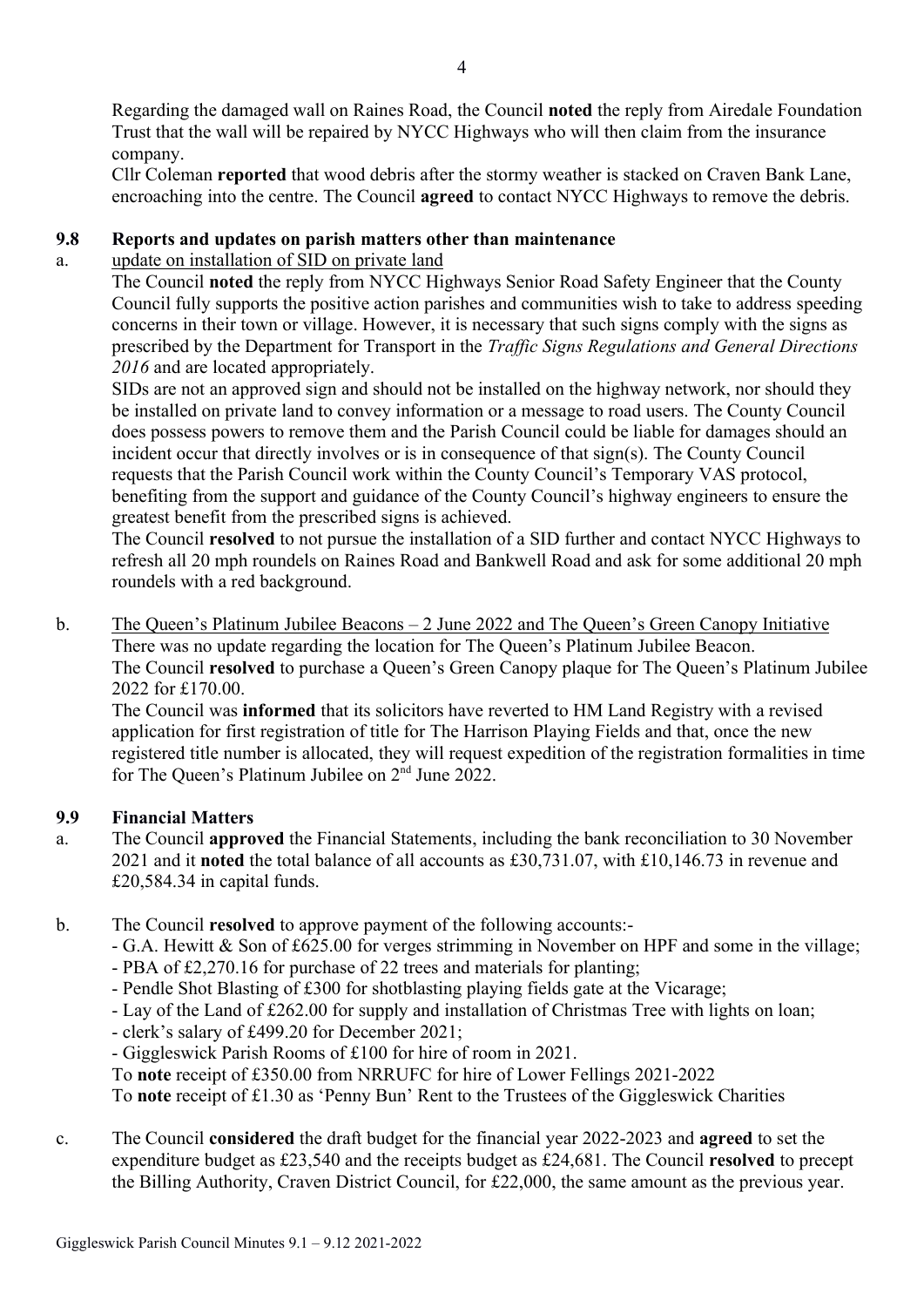Regarding the damaged wall on Raines Road, the Council **noted** the reply from Airedale Foundation Trust that the wall will be repaired by NYCC Highways who will then claim from the insurance company.

Cllr Coleman **reported** that wood debris after the stormy weather is stacked on Craven Bank Lane, encroaching into the centre. The Council **agreed** to contact NYCC Highways to remove the debris.

**9.8 Reports and updates on parish matters other than maintenance**

a. <u>update on installation of SID on private land</u>

The Council **noted** the reply from NYCC Highways Senior Road Safety Engineer that the County Council fully supports the positive action parishes and communities wish to take to address speeding concerns in their town or village. However, it is necessary that such signs comply with the signs as prescribed by the Department for Transport in the *Traffic Signs Regulations and General Directions 2016* and are located appropriately.

SIDs are not an approved sign and should not be installed on the highway network, nor should they be installed on private land to convey information or a message to road users. The County Council does possess powers to remove them and the Parish Council could be liable for damages should an incident occur that directly involves or is in consequence of that sign(s). The County Council requests that the Parish Council work within the County Council's Temporary VAS protocol, benefiting from the support and guidance of the County Council's highway engineers to ensure the greatest benefit from the prescribed signs is achieved.

The Council **resolved** to not pursue the installation of a SID further and contact NYCC Highways to refresh all 20 mph roundels on Raines Road and Bankwell Road and ask for some additional 20 mph roundels with a red background.

b. <u>The Queen's Platinum Jubilee Beacons – 2 June 2022 and The Queen's Green Canopy Initiative</u>

There was no update regarding the location for The Queen's Platinum Jubilee Beacon.

The Council **resolved** to purchase a Queen's Green Canopy plaque for The Queen's Platinum Jubilee 2022 for £170.00.

The Council was **informed** that its solicitors have reverted to HM Land Registry with a revised application for first registration of title for The Harrison Playing Fields and that, once the new registered title number is allocated, they will request expedition of the registration formalities in time for The Queen's Platinum Jubilee on 2nd June 2022.

**9.9 Financial Matters**

a. The Council **approved** the Financial Statements, including the bank reconciliation to 30 November 2021 and it **noted** the total balance of all accounts as £30,731.07, with £10,146.73 in revenue and £20,584.34 in capital funds.

b. The Council **resolved** to approve payment of the following accounts:-

- G.A. Hewitt & Son of £625.00 for verges strimming in November on HPF and some in the village;
- PBA of £2,270.16 for purchase of 22 trees and materials for planting;
- Pendle Shot Blasting of £300 for shotblasting playing fields gate at the Vicarage;
- Lay of the Land of £262.00 for supply and installation of Christmas Tree with lights on loan;
- clerk's salary of £499.20 for December 2021;
- Giggleswick Parish Rooms of £100 for hire of room in 2021.

To **note** receipt of £350.00 from NRRUFC for hire of Lower Fellings 2021-2022

To **note** receipt of £1.30 as 'Penny Bun' Rent to the Trustees of the Giggleswick Charities

c. The Council **considered** the draft budget for the financial year 2022-2023 and **agreed** to set the expenditure budget as £23,540 and the receipts budget as £24,681. The Council **resolved** to precept the Billing Authority, Craven District Council, for £22,000, the same amount as the previous year.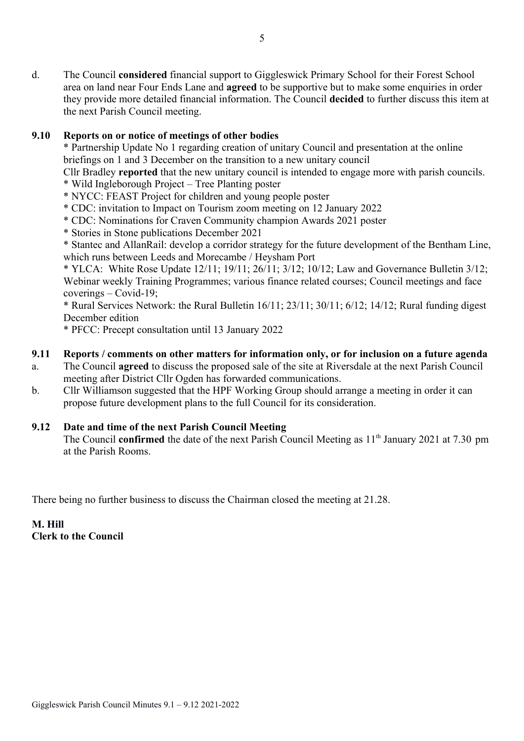d. The Council **considered** financial support to Giggleswick Primary School for their Forest School area on land near Four Ends Lane and **agreed** to be supportive but to make some enquiries in order they provide more detailed financial information. The Council **decided** to further discuss this item at the next Parish Council meeting.

**9.10 Reports on or notice of meetings of other bodies**

* Partnership Update No 1 regarding creation of unitary Council and presentation at the online briefings on 1 and 3 December on the transition to a new unitary council
Cllr Bradley **reported** that the new unitary council is intended to engage more with parish councils.
* Wild Ingleborough Project – Tree Planting poster
* NYCC: FEAST Project for children and young people poster
* CDC: invitation to Impact on Tourism zoom meeting on 12 January 2022
* CDC: Nominations for Craven Community champion Awards 2021 poster
* Stories in Stone publications December 2021
* Stantec and AllanRail: develop a corridor strategy for the future development of the Bentham Line, which runs between Leeds and Morecambe / Heysham Port
* YLCA: White Rose Update 12/11; 19/11; 26/11; 3/12; 10/12; Law and Governance Bulletin 3/12; Webinar weekly Training Programmes; various finance related courses; Council meetings and face coverings – Covid-19;
* Rural Services Network: the Rural Bulletin 16/11; 23/11; 30/11; 6/12; 14/12; Rural funding digest December edition
* PFCC: Precept consultation until 13 January 2022

**9.11 Reports / comments on other matters for information only, or for inclusion on a future agenda**

a. The Council **agreed** to discuss the proposed sale of the site at Riversdale at the next Parish Council meeting after District Cllr Ogden has forwarded communications.

b. Cllr Williamson suggested that the HPF Working Group should arrange a meeting in order it can propose future development plans to the full Council for its consideration.

**9.12 Date and time of the next Parish Council Meeting**

The Council **confirmed** the date of the next Parish Council Meeting as 11th January 2021 at 7.30 pm at the Parish Rooms.

There being no further business to discuss the Chairman closed the meeting at 21.28.

**M. Hill**
**Clerk to the Council**

Giggleswick Parish Council Minutes 9.1 – 9.12 2021-2022